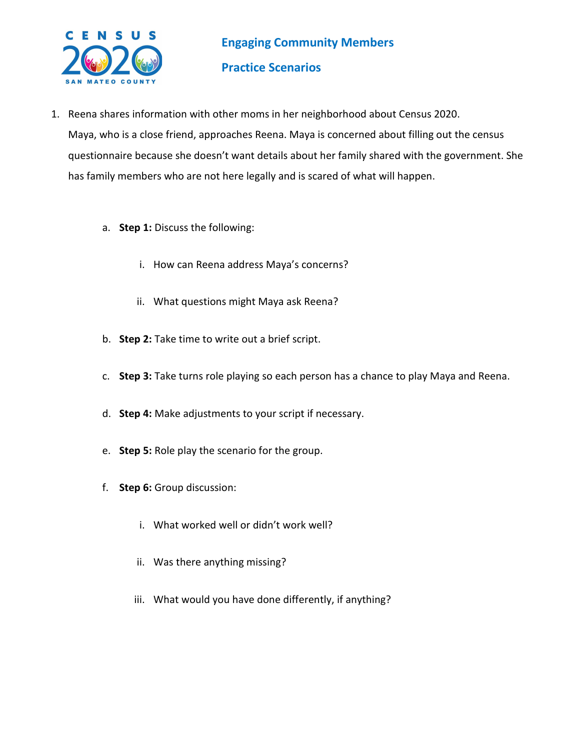CENSUS 2020 SAN MATEO COUNTY

# Engaging Community Members

## Practice Scenarios

1. Reena shares information with other moms in her neighborhood about Census 2020. Maya, who is a close friend, approaches Reena. Maya is concerned about filling out the census questionnaire because she doesn't want details about her family shared with the government. She has family members who are not here legally and is scared of what will happen.

   a. **Step 1:** Discuss the following:

      i. How can Reena address Maya's concerns?

      ii. What questions might Maya ask Reena?

   b. **Step 2:** Take time to write out a brief script.

   c. **Step 3:** Take turns role playing so each person has a chance to play Maya and Reena.

   d. **Step 4:** Make adjustments to your script if necessary.

   e. **Step 5:** Role play the scenario for the group.

   f. **Step 6:** Group discussion:

      i. What worked well or didn't work well?

      ii. Was there anything missing?

      iii. What would you have done differently, if anything?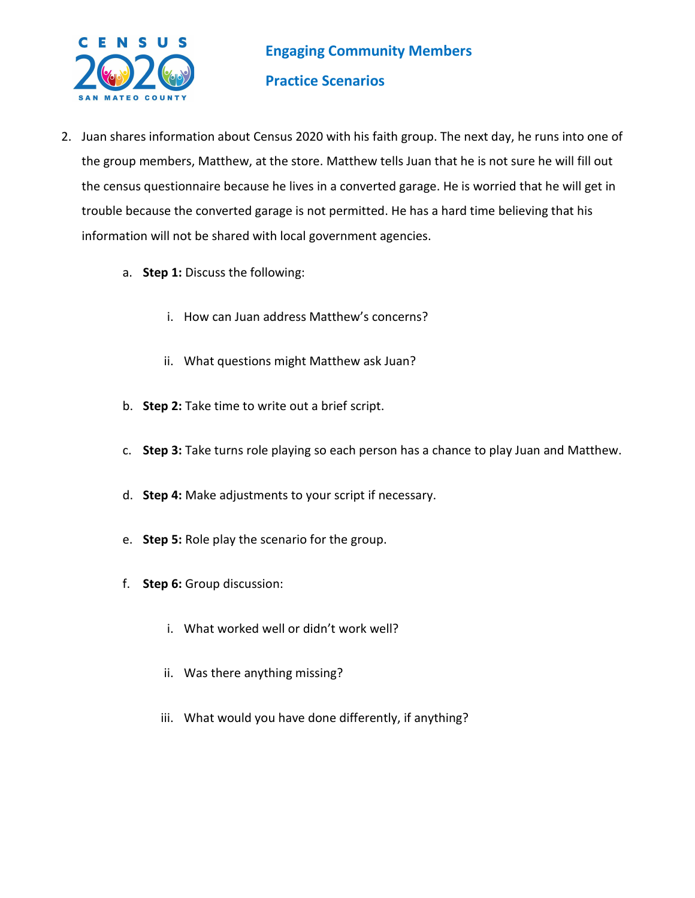## Engaging Community Members

## Practice Scenarios

2. Juan shares information about Census 2020 with his faith group. The next day, he runs into one of the group members, Matthew, at the store. Matthew tells Juan that he is not sure he will fill out the census questionnaire because he lives in a converted garage. He is worried that he will get in trouble because the converted garage is not permitted. He has a hard time believing that his information will not be shared with local government agencies.

   a. **Step 1:** Discuss the following:

      i. How can Juan address Matthew's concerns?

      ii. What questions might Matthew ask Juan?

   b. **Step 2:** Take time to write out a brief script.

   c. **Step 3:** Take turns role playing so each person has a chance to play Juan and Matthew.

   d. **Step 4:** Make adjustments to your script if necessary.

   e. **Step 5:** Role play the scenario for the group.

   f. **Step 6:** Group discussion:

      i. What worked well or didn't work well?

      ii. Was there anything missing?

      iii. What would you have done differently, if anything?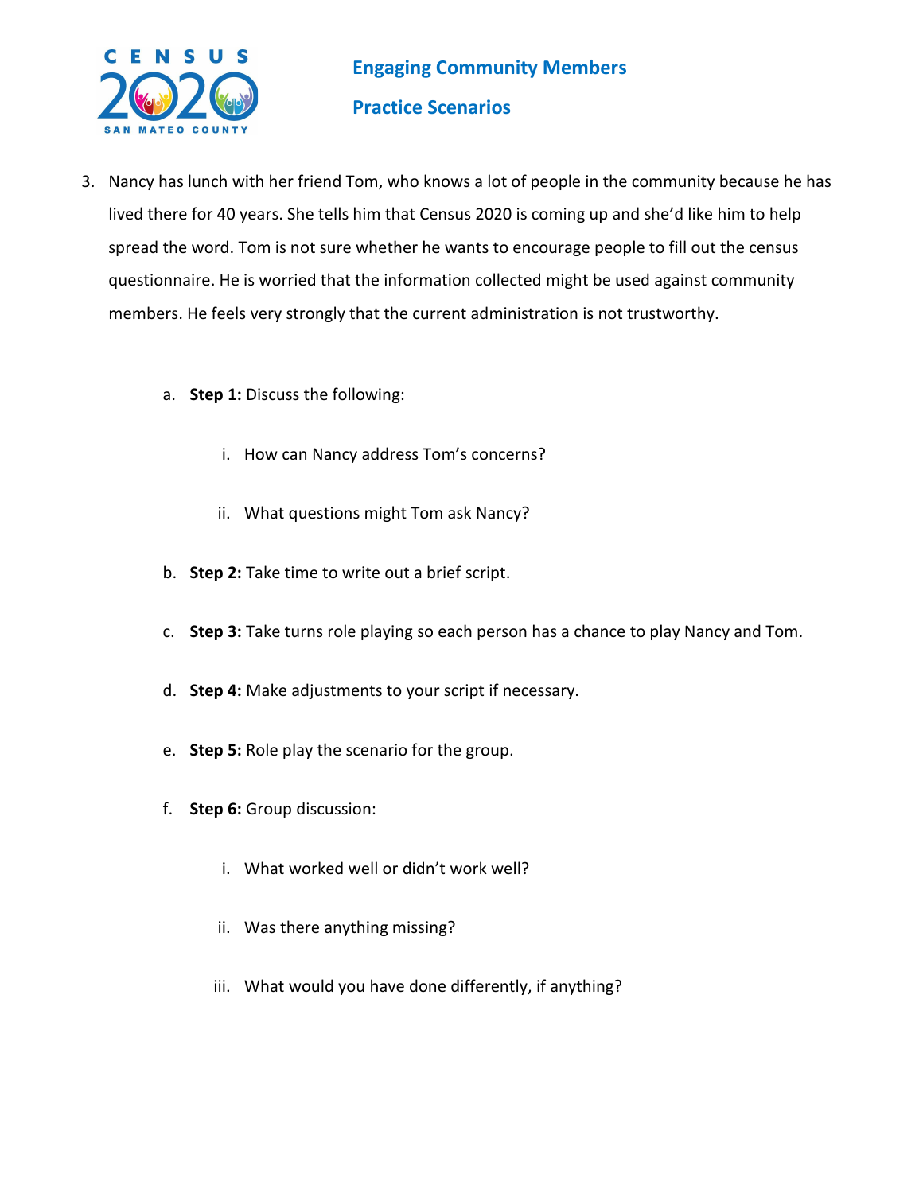## Engaging Community Members

## Practice Scenarios

3. Nancy has lunch with her friend Tom, who knows a lot of people in the community because he has lived there for 40 years. She tells him that Census 2020 is coming up and she'd like him to help spread the word. Tom is not sure whether he wants to encourage people to fill out the census questionnaire. He is worried that the information collected might be used against community members. He feels very strongly that the current administration is not trustworthy.

   a. **Step 1:** Discuss the following:

      i. How can Nancy address Tom's concerns?

      ii. What questions might Tom ask Nancy?

   b. **Step 2:** Take time to write out a brief script.

   c. **Step 3:** Take turns role playing so each person has a chance to play Nancy and Tom.

   d. **Step 4:** Make adjustments to your script if necessary.

   e. **Step 5:** Role play the scenario for the group.

   f. **Step 6:** Group discussion:

      i. What worked well or didn't work well?

      ii. Was there anything missing?

      iii. What would you have done differently, if anything?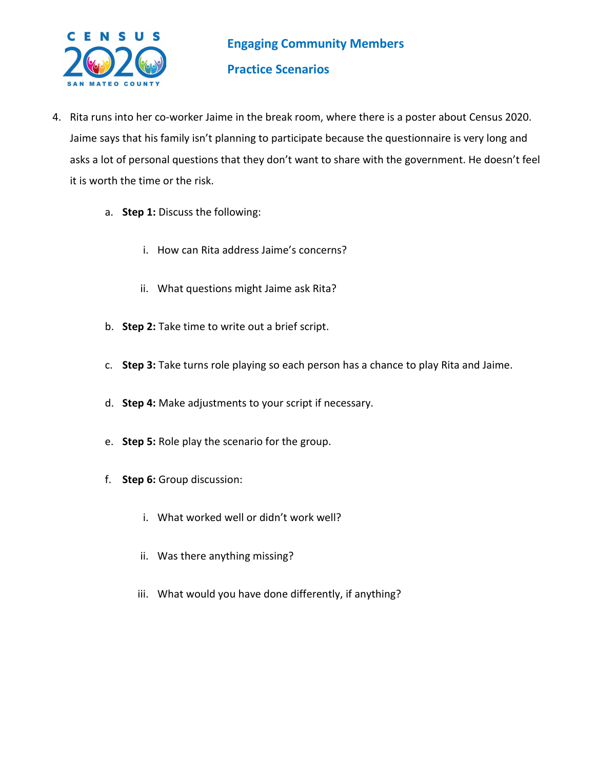**Engaging Community Members**

**Practice Scenarios**

4. Rita runs into her co-worker Jaime in the break room, where there is a poster about Census 2020. Jaime says that his family isn't planning to participate because the questionnaire is very long and asks a lot of personal questions that they don't want to share with the government. He doesn't feel it is worth the time or the risk.

   a. **Step 1:** Discuss the following:

      i. How can Rita address Jaime's concerns?

      ii. What questions might Jaime ask Rita?

   b. **Step 2:** Take time to write out a brief script.

   c. **Step 3:** Take turns role playing so each person has a chance to play Rita and Jaime.

   d. **Step 4:** Make adjustments to your script if necessary.

   e. **Step 5:** Role play the scenario for the group.

   f. **Step 6:** Group discussion:

      i. What worked well or didn't work well?

      ii. Was there anything missing?

      iii. What would you have done differently, if anything?